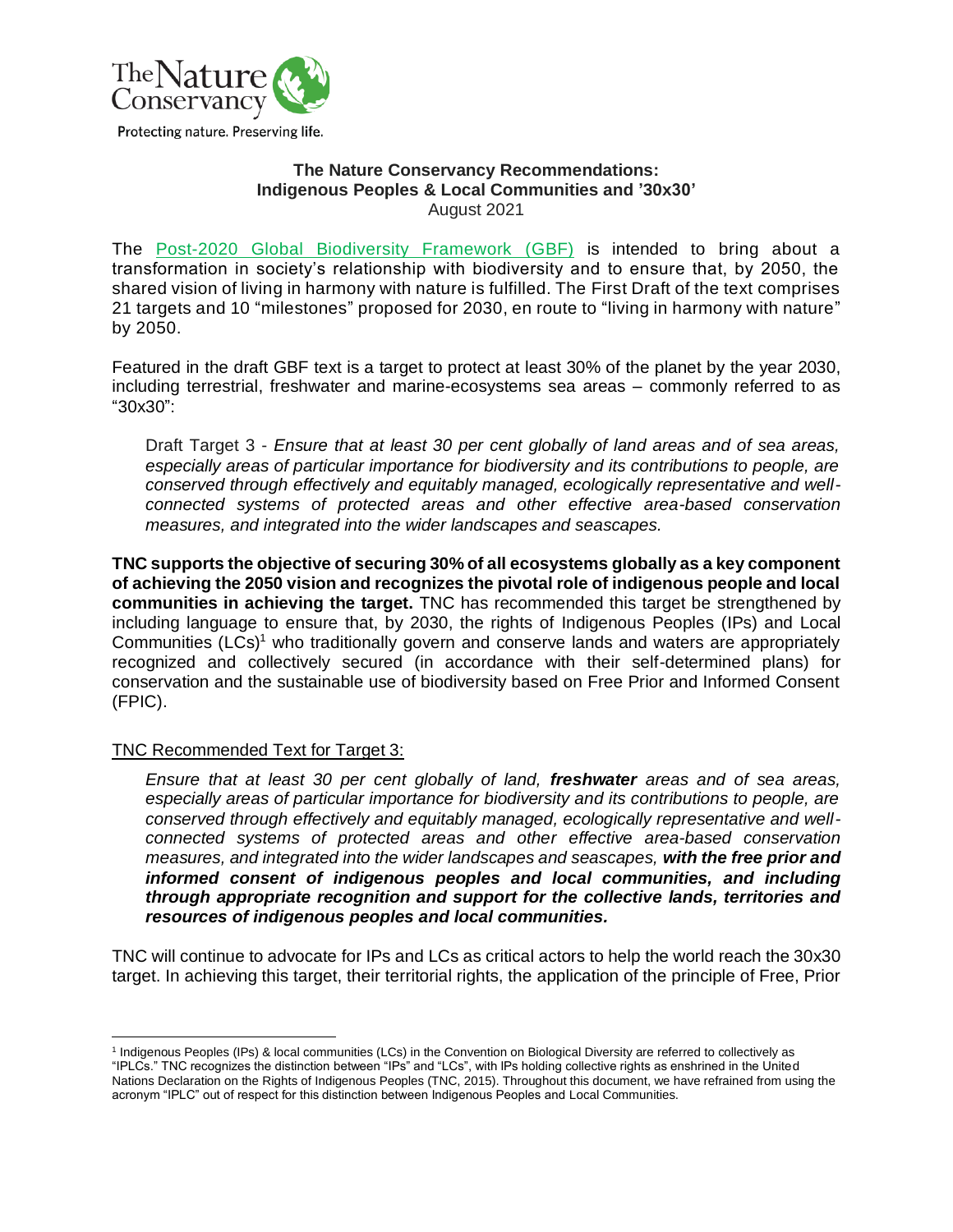The Nature Conservancy

Protecting nature. Preserving life.

# The Nature Conservancy Recommendations: Indigenous Peoples & Local Communities and '30x30'

August 2021

The [Post-2020 Global Biodiversity Framework (GBF)](#) is intended to bring about a transformation in society's relationship with biodiversity and to ensure that, by 2050, the shared vision of living in harmony with nature is fulfilled. The First Draft of the text comprises 21 targets and 10 "milestones" proposed for 2030, en route to "living in harmony with nature" by 2050.

Featured in the draft GBF text is a target to protect at least 30% of the planet by the year 2030, including terrestrial, freshwater and marine-ecosystems sea areas – commonly referred to as "30x30":

> Draft Target 3 - *Ensure that at least 30 per cent globally of land areas and of sea areas, especially areas of particular importance for biodiversity and its contributions to people, are conserved through effectively and equitably managed, ecologically representative and well-connected systems of protected areas and other effective area-based conservation measures, and integrated into the wider landscapes and seascapes.*

**TNC supports the objective of securing 30% of all ecosystems globally as a key component of achieving the 2050 vision and recognizes the pivotal role of indigenous people and local communities in achieving the target.** TNC has recommended this target be strengthened by including language to ensure that, by 2030, the rights of Indigenous Peoples (IPs) and Local Communities (LCs)[1] who traditionally govern and conserve lands and waters are appropriately recognized and collectively secured (in accordance with their self-determined plans) for conservation and the sustainable use of biodiversity based on Free Prior and Informed Consent (FPIC).

## TNC Recommended Text for Target 3:

> *Ensure that at least 30 per cent globally of land, **freshwater** areas and of sea areas, especially areas of particular importance for biodiversity and its contributions to people, are conserved through effectively and equitably managed, ecologically representative and well-connected systems of protected areas and other effective area-based conservation measures, and integrated into the wider landscapes and seascapes, **with the free prior and informed consent of indigenous peoples and local communities, and including through appropriate recognition and support for the collective lands, territories and resources of indigenous peoples and local communities.***

TNC will continue to advocate for IPs and LCs as critical actors to help the world reach the 30x30 target. In achieving this target, their territorial rights, the application of the principle of Free, Prior

---

[1] Indigenous Peoples (IPs) & local communities (LCs) in the Convention on Biological Diversity are referred to collectively as "IPLCs." TNC recognizes the distinction between "IPs" and "LCs", with IPs holding collective rights as enshrined in the United Nations Declaration on the Rights of Indigenous Peoples (TNC, 2015). Throughout this document, we have refrained from using the acronym "IPLC" out of respect for this distinction between Indigenous Peoples and Local Communities.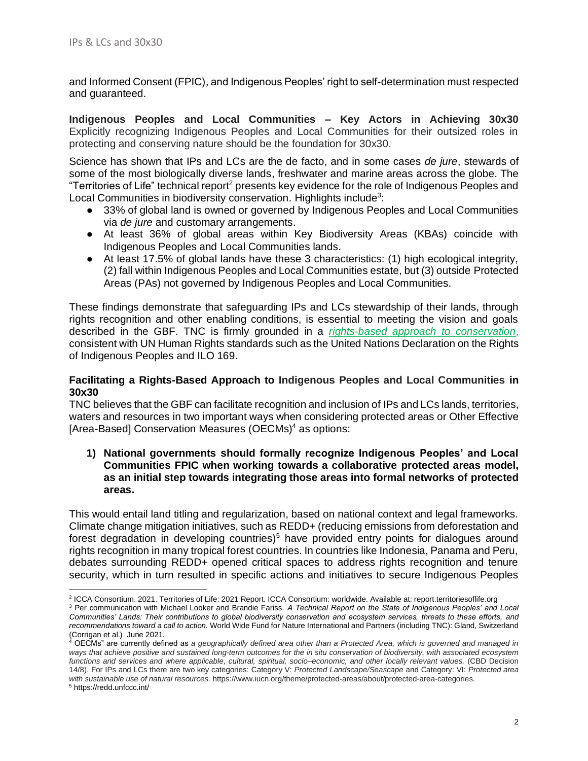and Informed Consent (FPIC), and Indigenous Peoples' right to self-determination must respected and guaranteed.

**Indigenous Peoples and Local Communities – Key Actors in Achieving 30x30**
Explicitly recognizing Indigenous Peoples and Local Communities for their outsized roles in protecting and conserving nature should be the foundation for 30x30.

Science has shown that IPs and LCs are the de facto, and in some cases *de jure*, stewards of some of the most biologically diverse lands, freshwater and marine areas across the globe. The "Territories of Life" technical report[2] presents key evidence for the role of Indigenous Peoples and Local Communities in biodiversity conservation. Highlights include[3]:

- 33% of global land is owned or governed by Indigenous Peoples and Local Communities via *de jure* and customary arrangements.
- At least 36% of global areas within Key Biodiversity Areas (KBAs) coincide with Indigenous Peoples and Local Communities lands.
- At least 17.5% of global lands have these 3 characteristics: (1) high ecological integrity, (2) fall within Indigenous Peoples and Local Communities estate, but (3) outside Protected Areas (PAs) not governed by Indigenous Peoples and Local Communities.

These findings demonstrate that safeguarding IPs and LCs stewardship of their lands, through rights recognition and other enabling conditions, is essential to meeting the vision and goals described in the GBF. TNC is firmly grounded in a *rights-based approach to conservation*, consistent with UN Human Rights standards such as the United Nations Declaration on the Rights of Indigenous Peoples and ILO 169.

**Facilitating a Rights-Based Approach to Indigenous Peoples and Local Communities in 30x30**

TNC believes that the GBF can facilitate recognition and inclusion of IPs and LCs lands, territories, waters and resources in two important ways when considering protected areas or Other Effective [Area-Based] Conservation Measures (OECMs)[4] as options:

1) **National governments should formally recognize Indigenous Peoples' and Local Communities FPIC when working towards a collaborative protected areas model, as an initial step towards integrating those areas into formal networks of protected areas.**

This would entail land titling and regularization, based on national context and legal frameworks. Climate change mitigation initiatives, such as REDD+ (reducing emissions from deforestation and forest degradation in developing countries)[5] have provided entry points for dialogues around rights recognition in many tropical forest countries. In countries like Indonesia, Panama and Peru, debates surrounding REDD+ opened critical spaces to address rights recognition and tenure security, which in turn resulted in specific actions and initiatives to secure Indigenous Peoples

---

[2] ICCA Consortium. 2021. Territories of Life: 2021 Report. ICCA Consortium: worldwide. Available at: report.territoriesoflife.org

[3] Per communication with Michael Looker and Brandie Fariss. *A Technical Report on the State of Indigenous Peoples' and Local Communities' Lands: Their contributions to global biodiversity conservation and ecosystem services, threats to these efforts, and recommendations toward a call to action.* World Wide Fund for Nature International and Partners (including TNC): Gland, Switzerland (Corrigan et al.) June 2021.

[4] OECMs" are currently defined as *a geographically defined area other than a Protected Area, which is governed and managed in ways that achieve positive and sustained long-term outcomes for the in situ conservation of biodiversity, with associated ecosystem functions and services and where applicable, cultural, spiritual, socio–economic, and other locally relevant values.* (CBD Decision 14/8). For IPs and LCs there are two key categories: Category V: *Protected Landscape/Seascape* and Category: VI: *Protected area with sustainable use of natural resources.* https://www.iucn.org/theme/protected-areas/about/protected-area-categories.

[5] https://redd.unfccc.int/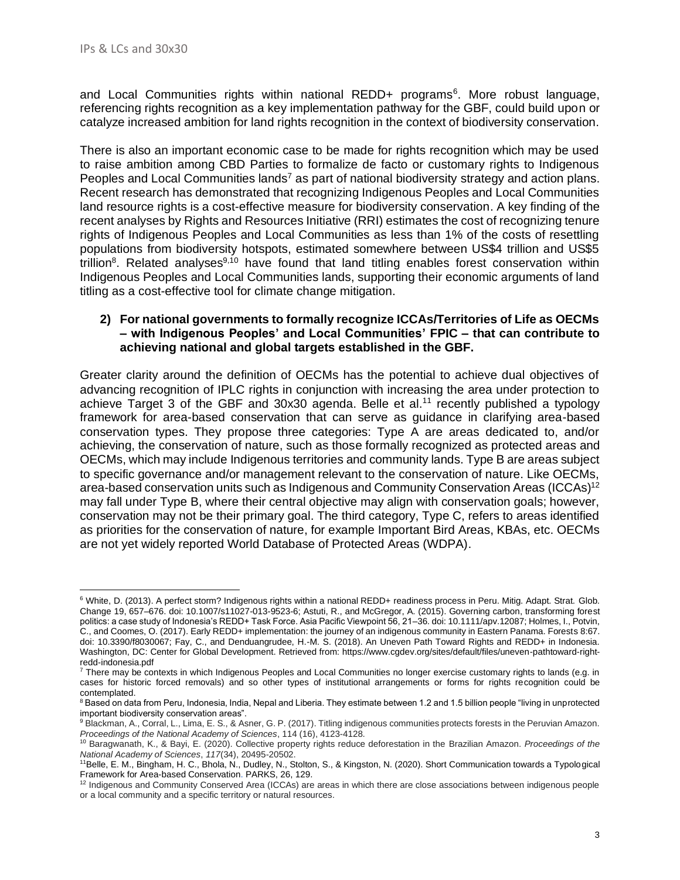and Local Communities rights within national REDD+ programs[6]. More robust language, referencing rights recognition as a key implementation pathway for the GBF, could build upon or catalyze increased ambition for land rights recognition in the context of biodiversity conservation.

There is also an important economic case to be made for rights recognition which may be used to raise ambition among CBD Parties to formalize de facto or customary rights to Indigenous Peoples and Local Communities lands[7] as part of national biodiversity strategy and action plans. Recent research has demonstrated that recognizing Indigenous Peoples and Local Communities land resource rights is a cost-effective measure for biodiversity conservation. A key finding of the recent analyses by Rights and Resources Initiative (RRI) estimates the cost of recognizing tenure rights of Indigenous Peoples and Local Communities as less than 1% of the costs of resettling populations from biodiversity hotspots, estimated somewhere between US$4 trillion and US$5 trillion[8]. Related analyses[9,10] have found that land titling enables forest conservation within Indigenous Peoples and Local Communities lands, supporting their economic arguments of land titling as a cost-effective tool for climate change mitigation.

**2) For national governments to formally recognize ICCAs/Territories of Life as OECMs – with Indigenous Peoples' and Local Communities' FPIC – that can contribute to achieving national and global targets established in the GBF.**

Greater clarity around the definition of OECMs has the potential to achieve dual objectives of advancing recognition of IPLC rights in conjunction with increasing the area under protection to achieve Target 3 of the GBF and 30x30 agenda. Belle et al.[11] recently published a typology framework for area-based conservation that can serve as guidance in clarifying area-based conservation types. They propose three categories: Type A are areas dedicated to, and/or achieving, the conservation of nature, such as those formally recognized as protected areas and OECMs, which may include Indigenous territories and community lands. Type B are areas subject to specific governance and/or management relevant to the conservation of nature. Like OECMs, area-based conservation units such as Indigenous and Community Conservation Areas (ICCAs)[12] may fall under Type B, where their central objective may align with conservation goals; however, conservation may not be their primary goal. The third category, Type C, refers to areas identified as priorities for the conservation of nature, for example Important Bird Areas, KBAs, etc. OECMs are not yet widely reported World Database of Protected Areas (WDPA).

---

[6] White, D. (2013). A perfect storm? Indigenous rights within a national REDD+ readiness process in Peru. Mitig. Adapt. Strat. Glob. Change 19, 657–676. doi: 10.1007/s11027-013-9523-6; Astuti, R., and McGregor, A. (2015). Governing carbon, transforming forest politics: a case study of Indonesia's REDD+ Task Force. Asia Pacific Viewpoint 56, 21–36. doi: 10.1111/apv.12087; Holmes, I., Potvin, C., and Coomes, O. (2017). Early REDD+ implementation: the journey of an indigenous community in Eastern Panama. Forests 8:67. doi: 10.3390/f8030067; Fay, C., and Denduangrudee, H.-M. S. (2018). An Uneven Path Toward Rights and REDD+ in Indonesia. Washington, DC: Center for Global Development. Retrieved from: https://www.cgdev.org/sites/default/files/uneven-pathtoward-right-redd-indonesia.pdf

[7] There may be contexts in which Indigenous Peoples and Local Communities no longer exercise customary rights to lands (e.g. in cases for historic forced removals) and so other types of institutional arrangements or forms for rights recognition could be contemplated.

[8] Based on data from Peru, Indonesia, India, Nepal and Liberia. They estimate between 1.2 and 1.5 billion people "living in unprotected important biodiversity conservation areas".

[9] Blackman, A., Corral, L., Lima, E. S., & Asner, G. P. (2017). Titling indigenous communities protects forests in the Peruvian Amazon. *Proceedings of the National Academy of Sciences*, 114 (16), 4123-4128.

[10] Baragwanath, K., & Bayi, E. (2020). Collective property rights reduce deforestation in the Brazilian Amazon. *Proceedings of the National Academy of Sciences*, *117*(34), 20495-20502.

[11] Belle, E. M., Bingham, H. C., Bhola, N., Dudley, N., Stolton, S., & Kingston, N. (2020). Short Communication towards a Typological Framework for Area-based Conservation. PARKS, 26, 129.

[12] Indigenous and Community Conserved Area (ICCAs) are areas in which there are close associations between indigenous people or a local community and a specific territory or natural resources.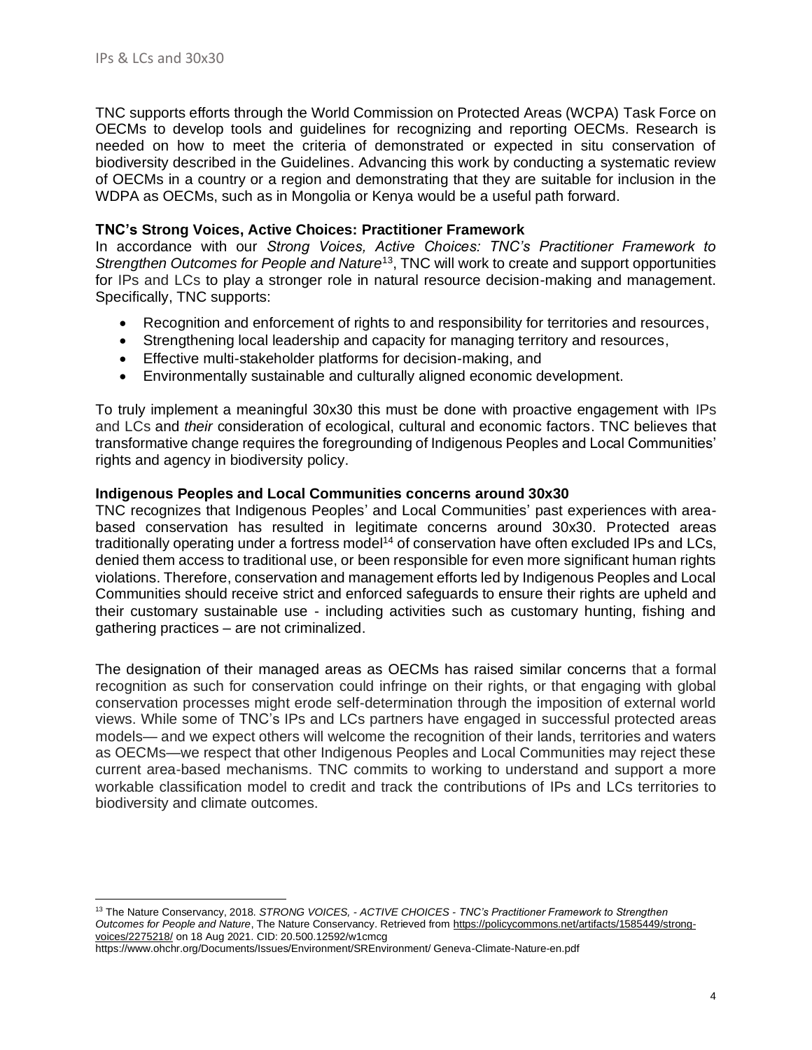TNC supports efforts through the World Commission on Protected Areas (WCPA) Task Force on OECMs to develop tools and guidelines for recognizing and reporting OECMs. Research is needed on how to meet the criteria of demonstrated or expected in situ conservation of biodiversity described in the Guidelines. Advancing this work by conducting a systematic review of OECMs in a country or a region and demonstrating that they are suitable for inclusion in the WDPA as OECMs, such as in Mongolia or Kenya would be a useful path forward.

**TNC's Strong Voices, Active Choices: Practitioner Framework**

In accordance with our *Strong Voices, Active Choices: TNC's Practitioner Framework to Strengthen Outcomes for People and Nature*[13], TNC will work to create and support opportunities for IPs and LCs to play a stronger role in natural resource decision-making and management. Specifically, TNC supports:

- Recognition and enforcement of rights to and responsibility for territories and resources,
- Strengthening local leadership and capacity for managing territory and resources,
- Effective multi-stakeholder platforms for decision-making, and
- Environmentally sustainable and culturally aligned economic development.

To truly implement a meaningful 30x30 this must be done with proactive engagement with IPs and LCs and *their* consideration of ecological, cultural and economic factors. TNC believes that transformative change requires the foregrounding of Indigenous Peoples and Local Communities' rights and agency in biodiversity policy.

**Indigenous Peoples and Local Communities concerns around 30x30**

TNC recognizes that Indigenous Peoples' and Local Communities' past experiences with area-based conservation has resulted in legitimate concerns around 30x30. Protected areas traditionally operating under a fortress model[14] of conservation have often excluded IPs and LCs, denied them access to traditional use, or been responsible for even more significant human rights violations. Therefore, conservation and management efforts led by Indigenous Peoples and Local Communities should receive strict and enforced safeguards to ensure their rights are upheld and their customary sustainable use - including activities such as customary hunting, fishing and gathering practices – are not criminalized.

The designation of their managed areas as OECMs has raised similar concerns that a formal recognition as such for conservation could infringe on their rights, or that engaging with global conservation processes might erode self-determination through the imposition of external world views. While some of TNC's IPs and LCs partners have engaged in successful protected areas models— and we expect others will welcome the recognition of their lands, territories and waters as OECMs—we respect that other Indigenous Peoples and Local Communities may reject these current area-based mechanisms. TNC commits to working to understand and support a more workable classification model to credit and track the contributions of IPs and LCs territories to biodiversity and climate outcomes.

---

[13] The Nature Conservancy, 2018. *STRONG VOICES, - ACTIVE CHOICES - TNC's Practitioner Framework to Strengthen Outcomes for People and Nature*, The Nature Conservancy. Retrieved from https://policycommons.net/artifacts/1585449/strong-voices/2275218/ on 18 Aug 2021. CID: 20.500.12592/w1cmcg

https://www.ohchr.org/Documents/Issues/Environment/SREnvironment/ Geneva-Climate-Nature-en.pdf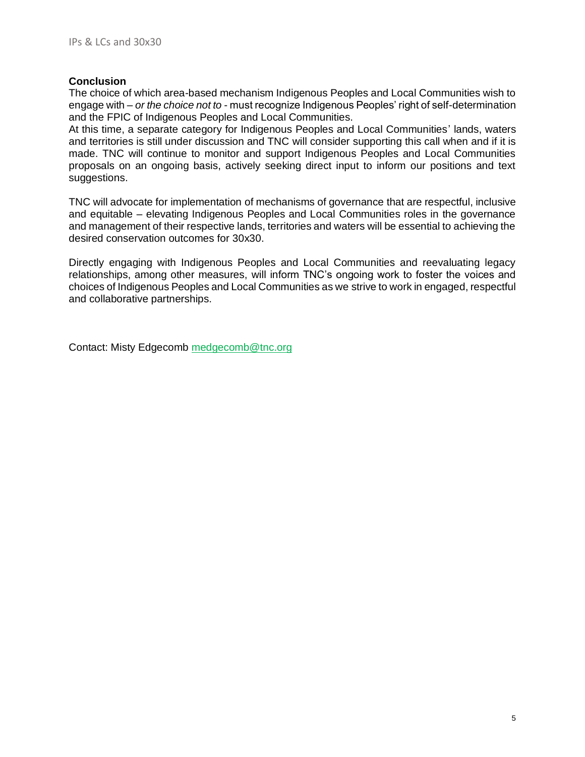**Conclusion**

The choice of which area-based mechanism Indigenous Peoples and Local Communities wish to engage with – *or the choice not to* - must recognize Indigenous Peoples' right of self-determination and the FPIC of Indigenous Peoples and Local Communities.

At this time, a separate category for Indigenous Peoples and Local Communities' lands, waters and territories is still under discussion and TNC will consider supporting this call when and if it is made. TNC will continue to monitor and support Indigenous Peoples and Local Communities proposals on an ongoing basis, actively seeking direct input to inform our positions and text suggestions.

TNC will advocate for implementation of mechanisms of governance that are respectful, inclusive and equitable – elevating Indigenous Peoples and Local Communities roles in the governance and management of their respective lands, territories and waters will be essential to achieving the desired conservation outcomes for 30x30.

Directly engaging with Indigenous Peoples and Local Communities and reevaluating legacy relationships, among other measures, will inform TNC's ongoing work to foster the voices and choices of Indigenous Peoples and Local Communities as we strive to work in engaged, respectful and collaborative partnerships.

Contact: Misty Edgecomb [medgecomb@tnc.org](mailto:medgecomb@tnc.org)